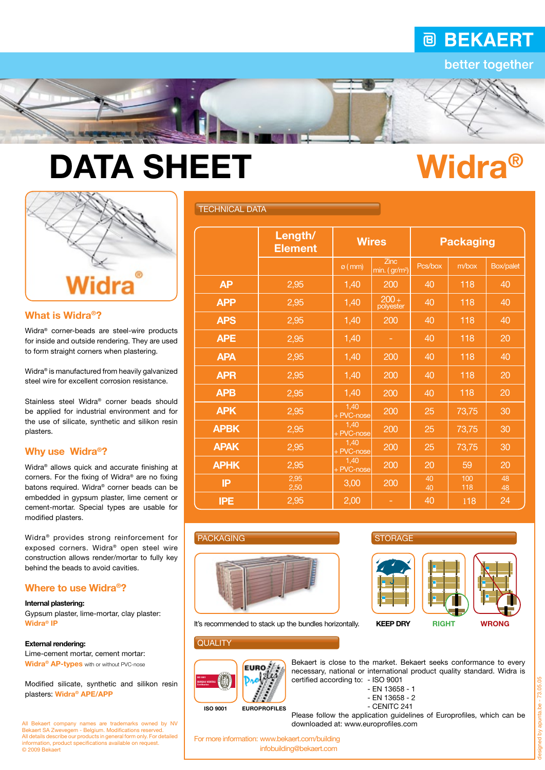# DATA SHEET

# Widra®

BEKAERT — better together

## What is Widra®?

Widra® corner-beads are steel-wire products for inside and outside rendering. They are used to form straight corners when plastering.

Widra® is manufactured from heavily galvanized steel wire for excellent corrosion resistance.

Stainless steel Widra® corner beads should be applied for industrial environment and for the use of silicate, synthetic and silikon resin plasters.

## Why use Widra®?

Widra® allows quick and accurate finishing at corners. For the fixing of Widra® are no fixing batons required. Widra® corner beads can be embedded in gypsum plaster, lime cement or cement-mortar. Special types are usable for modified plasters.

Widra® provides strong reinforcement for exposed corners. Widra® open steel wire construction allows render/mortar to fully key behind the beads to avoid cavities.

## Where to use Widra®?

**Internal plastering:**
Gypsum plaster, lime-mortar, clay plaster:
Widra® IP

**External rendering:**
Lime-cement mortar, cement mortar:
Widra® AP-types with or without PVC-nose

Modified silicate, synthetic and silikon resin plasters: Widra® APE/APP

All Bekaert company names are trademarks owned by NV Bekaert SA Zwevegem - Belgium. Modifications reserved.
All details describe our products in general form only. For detailed information, product specifications available on request.
© 2009 Bekaert

## TECHNICAL DATA

| | Length/ Element | Wires | | Packaging | | |
|---|---|---|---|---|---|---|
| | | ø (mm) | Zinc min. (gr/m²) | Pcs/box | m/box | Box/palet |
| **AP** | 2,95 | 1,40 | 200 | 40 | 118 | 40 |
| **APP** | 2,95 | 1,40 | 200 + polyester | 40 | 118 | 40 |
| **APS** | 2,95 | 1,40 | 200 | 40 | 118 | 40 |
| **APE** | 2,95 | 1,40 | - | 40 | 118 | 20 |
| **APA** | 2,95 | 1,40 | 200 | 40 | 118 | 40 |
| **APR** | 2,95 | 1,40 | 200 | 40 | 118 | 20 |
| **APB** | 2,95 | 1,40 | 200 | 40 | 118 | 20 |
| **APK** | 2,95 | 1,40 + PVC-nose | 200 | 25 | 73,75 | 30 |
| **APBK** | 2,95 | 1,40 + PVC-nose | 200 | 25 | 73,75 | 30 |
| **APAK** | 2,95 | 1,40 + PVC-nose | 200 | 25 | 73,75 | 30 |
| **APHK** | 2,95 | 1,40 + PVC-nose | 200 | 20 | 59 | 20 |
| **IP** | 2,95 / 2,50 | 3,00 | 200 | 40 / 40 | 100 / 118 | 48 / 48 |
| **IPE** | 2,95 | 2,00 | - | 40 | 118 | 24 |

## PACKAGING

It's recommended to stack up the bundles horizontally.

## STORAGE

**KEEP DRY** — **RIGHT** — **WRONG**

## QUALITY

ISO 9001 — EUROPROFILES

Bekaert is close to the market. Bekaert seeks conformance to every necessary, national or international product quality standard. Widra is certified according to:
- ISO 9001
- EN 13658 - 1
- EN 13658 - 2
- CENITC 241

Please follow the application guidelines of Europrofiles, which can be downloaded at: www.europrofiles.com

For more information: www.bekaert.com/building
infobuilding@bekaert.com

designed by apunta.be - 73.05.05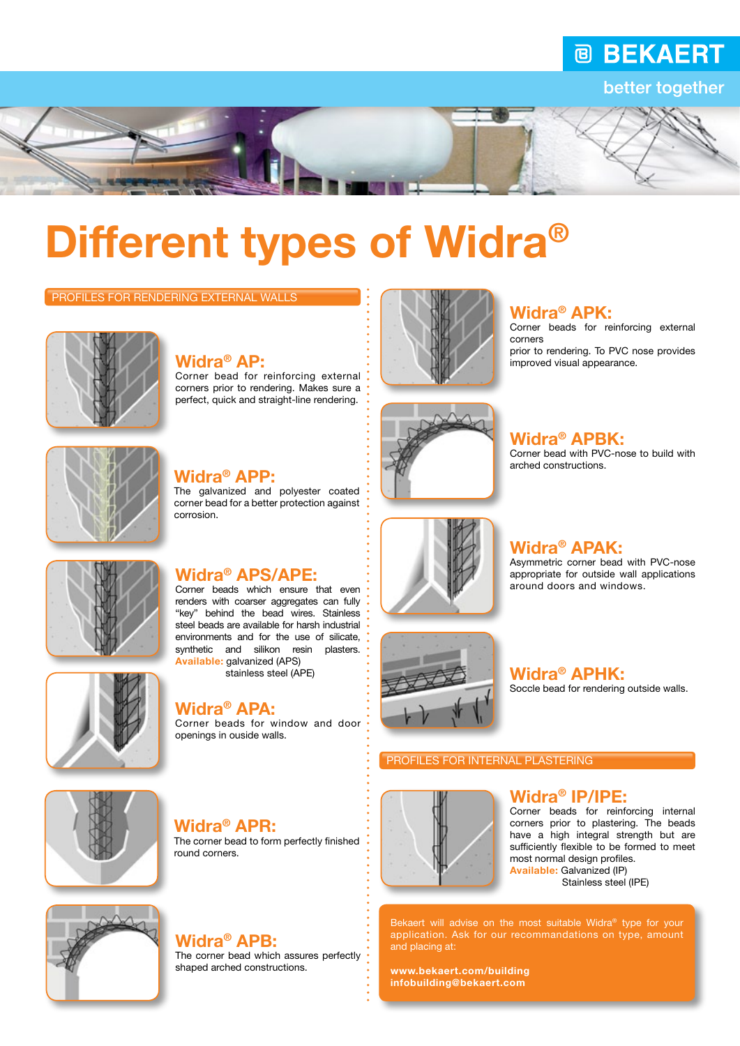BEKAERT

better together

# Different types of Widra®

## PROFILES FOR RENDERING EXTERNAL WALLS

### Widra® AP:

Corner bead for reinforcing external corners prior to rendering. Makes sure a perfect, quick and straight-line rendering.

### Widra® APP:

The galvanized and polyester coated corner bead for a better protection against corrosion.

### Widra® APS/APE:

Corner beads which ensure that even renders with coarser aggregates can fully "key" behind the bead wires. Stainless steel beads are available for harsh industrial environments and for the use of silicate, synthetic and silikon resin plasters.

**Available:** galvanized (APS)
stainless steel (APE)

### Widra® APA:

Corner beads for window and door openings in ouside walls.

### Widra® APR:

The corner bead to form perfectly finished round corners.

### Widra® APB:

The corner bead which assures perfectly shaped arched constructions.

### Widra® APK:

Corner beads for reinforcing external corners
prior to rendering. To PVC nose provides improved visual appearance.

### Widra® APBK:

Corner bead with PVC-nose to build with arched constructions.

### Widra® APAK:

Asymmetric corner bead with PVC-nose appropriate for outside wall applications around doors and windows.

### Widra® APHK:

Soccle bead for rendering outside walls.

## PROFILES FOR INTERNAL PLASTERING

### Widra® IP/IPE:

Corner beads for reinforcing internal corners prior to plastering. The beads have a high integral strength but are sufficiently flexible to be formed to meet most normal design profiles.

**Available:** Galvanized (IP)
Stainless steel (IPE)

Bekaert will advise on the most suitable Widra® type for your application. Ask for our recommandations on type, amount and placing at:

**www.bekaert.com/building**
**infobuilding@bekaert.com**